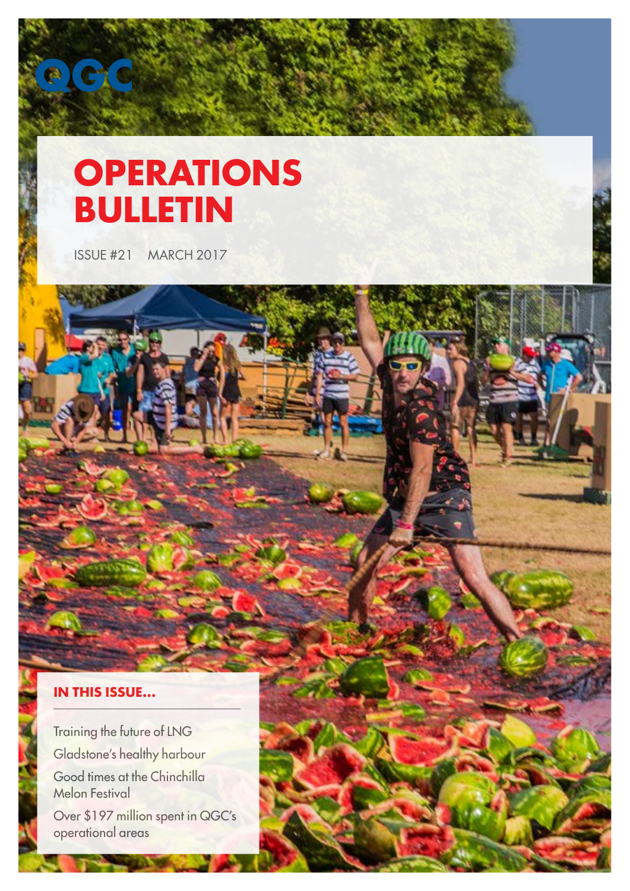QGC

# OPERATIONS BULLETIN

ISSUE #21 MARCH 2017

## IN THIS ISSUE...

- Training the future of LNG
- Gladstone's healthy harbour
- Good times at the Chinchilla Melon Festival
- Over $197 million spent in QGC's operational areas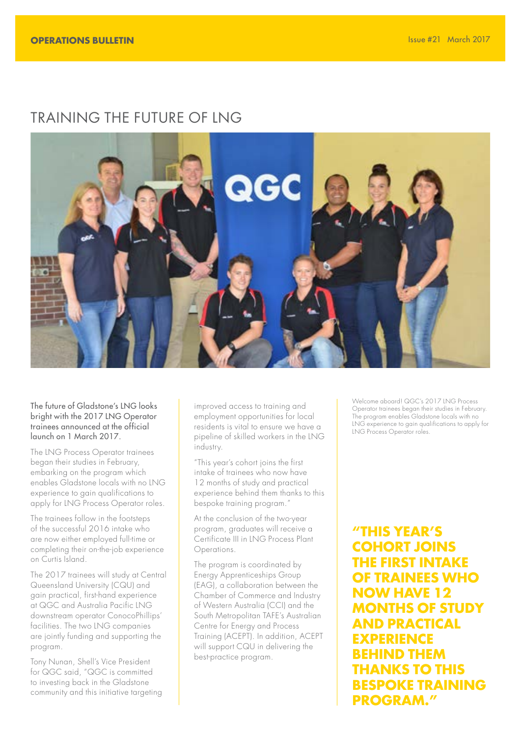# TRAINING THE FUTURE OF LNG

The future of Gladstone's LNG looks bright with the 2017 LNG Operator trainees announced at the official launch on 1 March 2017.

The LNG Process Operator trainees began their studies in February, embarking on the program which enables Gladstone locals with no LNG experience to gain qualifications to apply for LNG Process Operator roles.

The trainees follow in the footsteps of the successful 2016 intake who are now either employed full-time or completing their on-the-job experience on Curtis Island.

The 2017 trainees will study at Central Queensland University (CQU) and gain practical, first-hand experience at QGC and Australia Pacific LNG downstream operator ConocoPhillips' facilities. The two LNG companies are jointly funding and supporting the program.

Tony Nunan, Shell's Vice President for QGC said, "QGC is committed to investing back in the Gladstone community and this initiative targeting improved access to training and employment opportunities for local residents is vital to ensure we have a pipeline of skilled workers in the LNG industry.

"This year's cohort joins the first intake of trainees who now have 12 months of study and practical experience behind them thanks to this bespoke training program."

At the conclusion of the two-year program, graduates will receive a Certificate III in LNG Process Plant Operations.

The program is coordinated by Energy Apprenticeships Group (EAG), a collaboration between the Chamber of Commerce and Industry of Western Australia (CCI) and the South Metropolitan TAFE's Australian Centre for Energy and Process Training (ACEPT). In addition, ACEPT will support CQU in delivering the best-practice program.

Welcome aboard! QGC's 2017 LNG Process Operator trainees began their studies in February. The program enables Gladstone locals with no LNG experience to gain qualifications to apply for LNG Process Operator roles.

**"THIS YEAR'S COHORT JOINS THE FIRST INTAKE OF TRAINEES WHO NOW HAVE 12 MONTHS OF STUDY AND PRACTICAL EXPERIENCE BEHIND THEM THANKS TO THIS BESPOKE TRAINING PROGRAM."**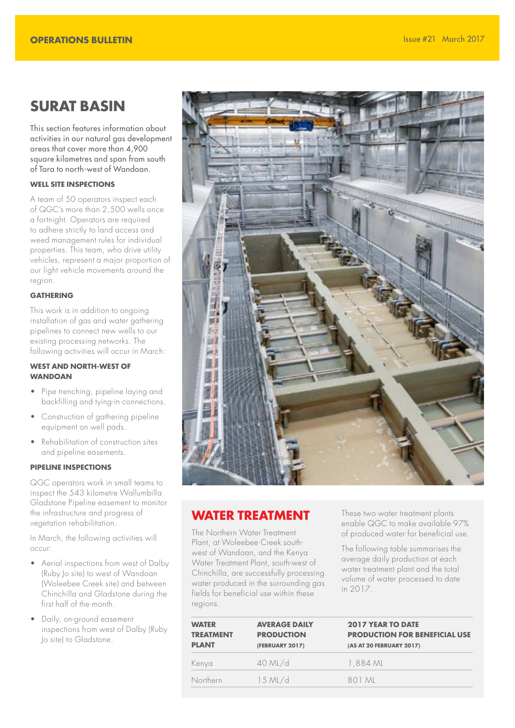# SURAT BASIN

This section features information about activities in our natural gas development areas that cover more than 4,900 square kilometres and span from south of Tara to north-west of Wandoan.

### WELL SITE INSPECTIONS

A team of 50 operators inspect each of QGC's more than 2,500 wells once a fortnight. Operators are required to adhere strictly to land access and weed management rules for individual properties. This team, who drive utility vehicles, represent a major proportion of our light vehicle movements around the region.

### GATHERING

This work is in addition to ongoing installation of gas and water gathering pipelines to connect new wells to our existing processing networks. The following activities will occur in March:

### WEST AND NORTH-WEST OF WANDOAN

- Pipe trenching, pipeline laying and backfilling and tying-in connections.
- Construction of gathering pipeline equipment on well pads.
- Rehabilitation of construction sites and pipeline easements.

### PIPELINE INSPECTIONS

QGC operators work in small teams to inspect the 543 kilometre Wallumbilla Gladstone Pipeline easement to monitor the infrastructure and progress of vegetation rehabilitation.

In March, the following activities will occur:

- Aerial inspections from west of Dalby (Ruby Jo site) to west of Wandoan (Woleebee Creek site) and between Chinchilla and Gladstone during the first half of the month.
- Daily, on-ground easement inspections from west of Dalby (Ruby Jo site) to Gladstone.

## WATER TREATMENT

The Northern Water Treatment Plant, at Woleebee Creek south-west of Wandoan, and the Kenya Water Treatment Plant, south-west of Chinchilla, are successfully processing water produced in the surrounding gas fields for beneficial use within these regions.

These two water treatment plants enable QGC to make available 97% of produced water for beneficial use.

The following table summarises the average daily production at each water treatment plant and the total volume of water processed to date in 2017.

| WATER TREATMENT PLANT | AVERAGE DAILY PRODUCTION (FEBRUARY 2017) | 2017 YEAR TO DATE PRODUCTION FOR BENEFICIAL USE (AS AT 20 FEBRUARY 2017) |
|---|---|---|
| Kenya | 40 ML/d | 1,884 ML |
| Northern | 15 ML/d | 801 ML |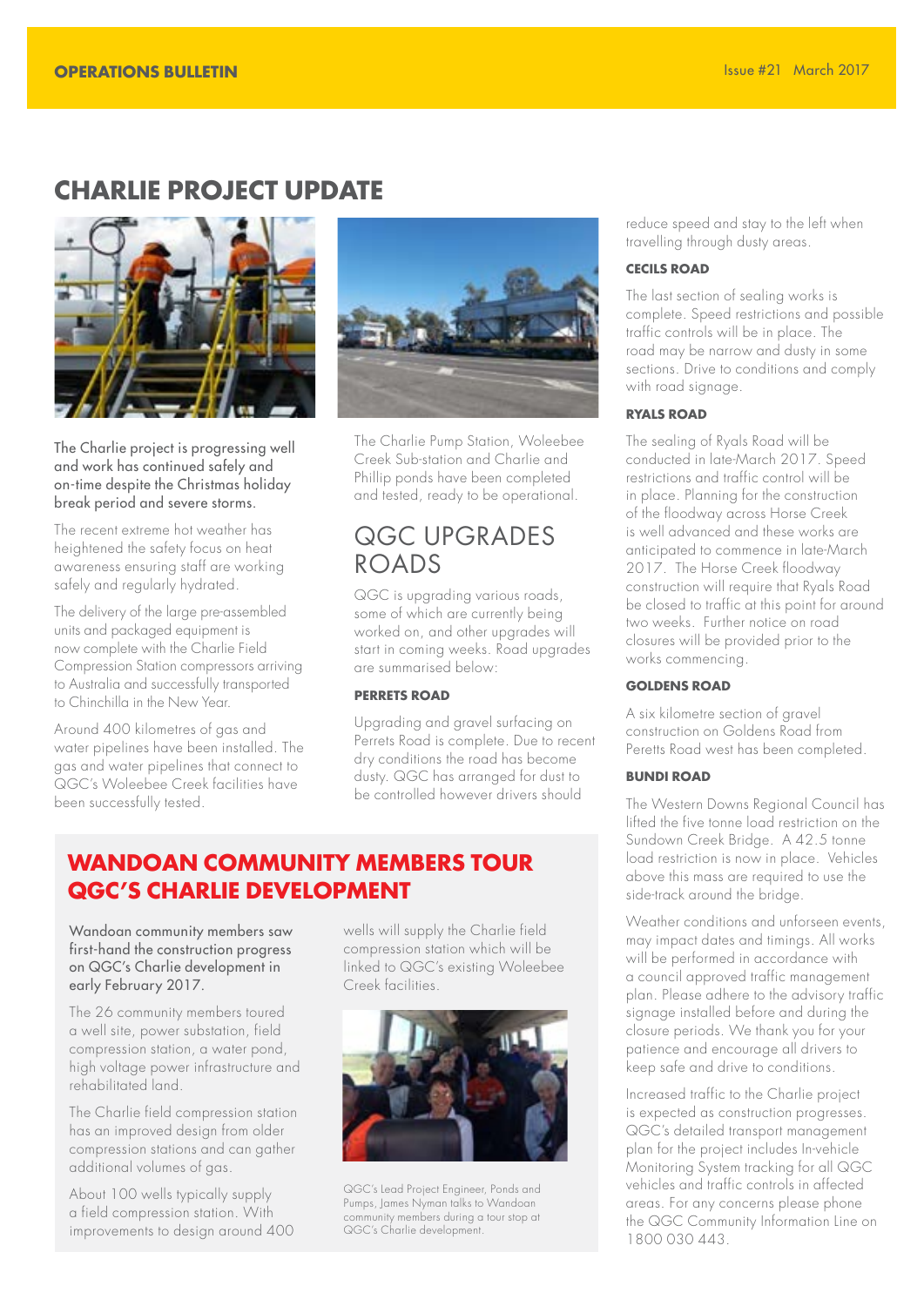## CHARLIE PROJECT UPDATE

The Charlie project is progressing well and work has continued safely and on-time despite the Christmas holiday break period and severe storms.

The recent extreme hot weather has heightened the safety focus on heat awareness ensuring staff are working safely and regularly hydrated.

The delivery of the large pre-assembled units and packaged equipment is now complete with the Charlie Field Compression Station compressors arriving to Australia and successfully transported to Chinchilla in the New Year.

Around 400 kilometres of gas and water pipelines have been installed. The gas and water pipelines that connect to QGC's Woleebee Creek facilities have been successfully tested.

The Charlie Pump Station, Woleebee Creek Sub-station and Charlie and Phillip ponds have been completed and tested, ready to be operational.

## QGC UPGRADES ROADS

QGC is upgrading various roads, some of which are currently being worked on, and other upgrades will start in coming weeks. Road upgrades are summarised below:

### PERRETS ROAD

Upgrading and gravel surfacing on Perrets Road is complete. Due to recent dry conditions the road has become dusty. QGC has arranged for dust to be controlled however drivers should reduce speed and stay to the left when travelling through dusty areas.

### CECILS ROAD

The last section of sealing works is complete. Speed restrictions and possible traffic controls will be in place. The road may be narrow and dusty in some sections. Drive to conditions and comply with road signage.

### RYALS ROAD

The sealing of Ryals Road will be conducted in late-March 2017. Speed restrictions and traffic control will be in place. Planning for the construction of the floodway across Horse Creek is well advanced and these works are anticipated to commence in late-March 2017. The Horse Creek floodway construction will require that Ryals Road be closed to traffic at this point for around two weeks. Further notice on road closures will be provided prior to the works commencing.

### GOLDENS ROAD

A six kilometre section of gravel construction on Goldens Road from Peretts Road west has been completed.

### BUNDI ROAD

The Western Downs Regional Council has lifted the five tonne load restriction on the Sundown Creek Bridge. A 42.5 tonne load restriction is now in place. Vehicles above this mass are required to use the side-track around the bridge.

Weather conditions and unforseen events, may impact dates and timings. All works will be performed in accordance with a council approved traffic management plan. Please adhere to the advisory traffic signage installed before and during the closure periods. We thank you for your patience and encourage all drivers to keep safe and drive to conditions.

Increased traffic to the Charlie project is expected as construction progresses. QGC's detailed transport management plan for the project includes In-vehicle Monitoring System tracking for all QGC vehicles and traffic controls in affected areas. For any concerns please phone the QGC Community Information Line on 1800 030 443.

## WANDOAN COMMUNITY MEMBERS TOUR QGC'S CHARLIE DEVELOPMENT

Wandoan community members saw first-hand the construction progress on QGC's Charlie development in early February 2017.

The 26 community members toured a well site, power substation, field compression station, a water pond, high voltage power infrastructure and rehabilitated land.

The Charlie field compression station has an improved design from older compression stations and can gather additional volumes of gas.

About 100 wells typically supply a field compression station. With improvements to design around 400 wells will supply the Charlie field compression station which will be linked to QGC's existing Woleebee Creek facilities.

QGC's Lead Project Engineer, Ponds and Pumps, James Nyman talks to Wandoan community members during a tour stop at QGC's Charlie development.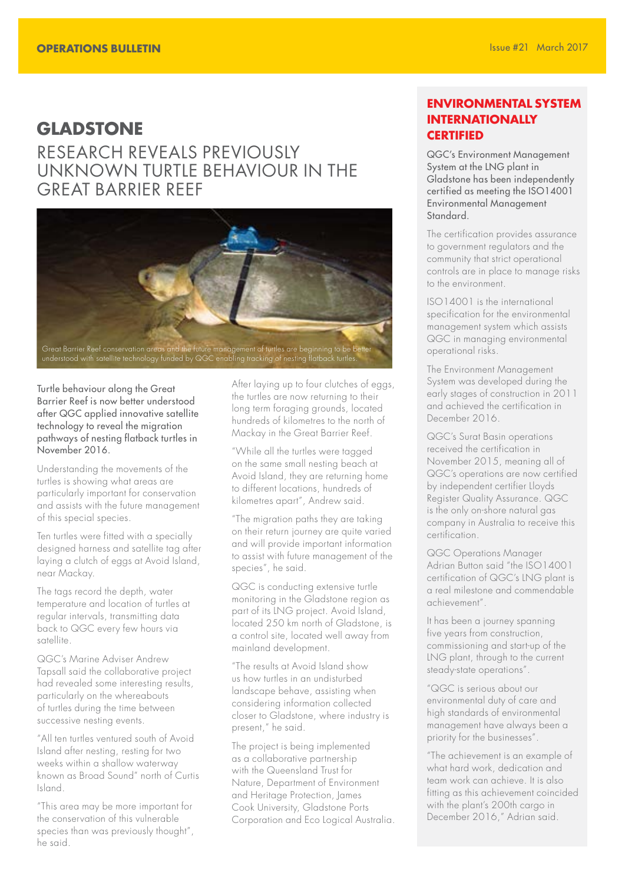# GLADSTONE

## RESEARCH REVEALS PREVIOUSLY UNKNOWN TURTLE BEHAVIOUR IN THE GREAT BARRIER REEF

Great Barrier Reef conservation areas and the future management of turtles are beginning to be better understood with satellite technology funded by QGC enabling tracking of nesting flatback turtles.

Turtle behaviour along the Great Barrier Reef is now better understood after QGC applied innovative satellite technology to reveal the migration pathways of nesting flatback turtles in November 2016.

Understanding the movements of the turtles is showing what areas are particularly important for conservation and assists with the future management of this special species.

Ten turtles were fitted with a specially designed harness and satellite tag after laying a clutch of eggs at Avoid Island, near Mackay.

The tags record the depth, water temperature and location of turtles at regular intervals, transmitting data back to QGC every few hours via satellite.

QGC's Marine Adviser Andrew Tapsall said the collaborative project had revealed some interesting results, particularly on the whereabouts of turtles during the time between successive nesting events.

"All ten turtles ventured south of Avoid Island after nesting, resting for two weeks within a shallow waterway known as Broad Sound" north of Curtis Island.

"This area may be more important for the conservation of this vulnerable species than was previously thought", he said.

After laying up to four clutches of eggs, the turtles are now returning to their long term foraging grounds, located hundreds of kilometres to the north of Mackay in the Great Barrier Reef.

"While all the turtles were tagged on the same small nesting beach at Avoid Island, they are returning home to different locations, hundreds of kilometres apart", Andrew said.

"The migration paths they are taking on their return journey are quite varied and will provide important information to assist with future management of the species", he said.

QGC is conducting extensive turtle monitoring in the Gladstone region as part of its LNG project. Avoid Island, located 250 km north of Gladstone, is a control site, located well away from mainland development.

"The results at Avoid Island show us how turtles in an undisturbed landscape behave, assisting when considering information collected closer to Gladstone, where industry is present," he said.

The project is being implemented as a collaborative partnership with the Queensland Trust for Nature, Department of Environment and Heritage Protection, James Cook University, Gladstone Ports Corporation and Eco Logical Australia.

## ENVIRONMENTAL SYSTEM INTERNATIONALLY CERTIFIED

QGC's Environment Management System at the LNG plant in Gladstone has been independently certified as meeting the ISO14001 Environmental Management Standard.

The certification provides assurance to government regulators and the community that strict operational controls are in place to manage risks to the environment.

ISO14001 is the international specification for the environmental management system which assists QGC in managing environmental operational risks.

The Environment Management System was developed during the early stages of construction in 2011 and achieved the certification in December 2016.

QGC's Surat Basin operations received the certification in November 2015, meaning all of QGC's operations are now certified by independent certifier Lloyds Register Quality Assurance. QGC is the only on-shore natural gas company in Australia to receive this certification.

QGC Operations Manager Adrian Button said "the ISO14001 certification of QGC's LNG plant is a real milestone and commendable achievement".

It has been a journey spanning five years from construction, commissioning and start-up of the LNG plant, through to the current steady-state operations".

"QGC is serious about our environmental duty of care and high standards of environmental management have always been a priority for the businesses".

"The achievement is an example of what hard work, dedication and team work can achieve. It is also fitting as this achievement coincided with the plant's 200th cargo in December 2016," Adrian said.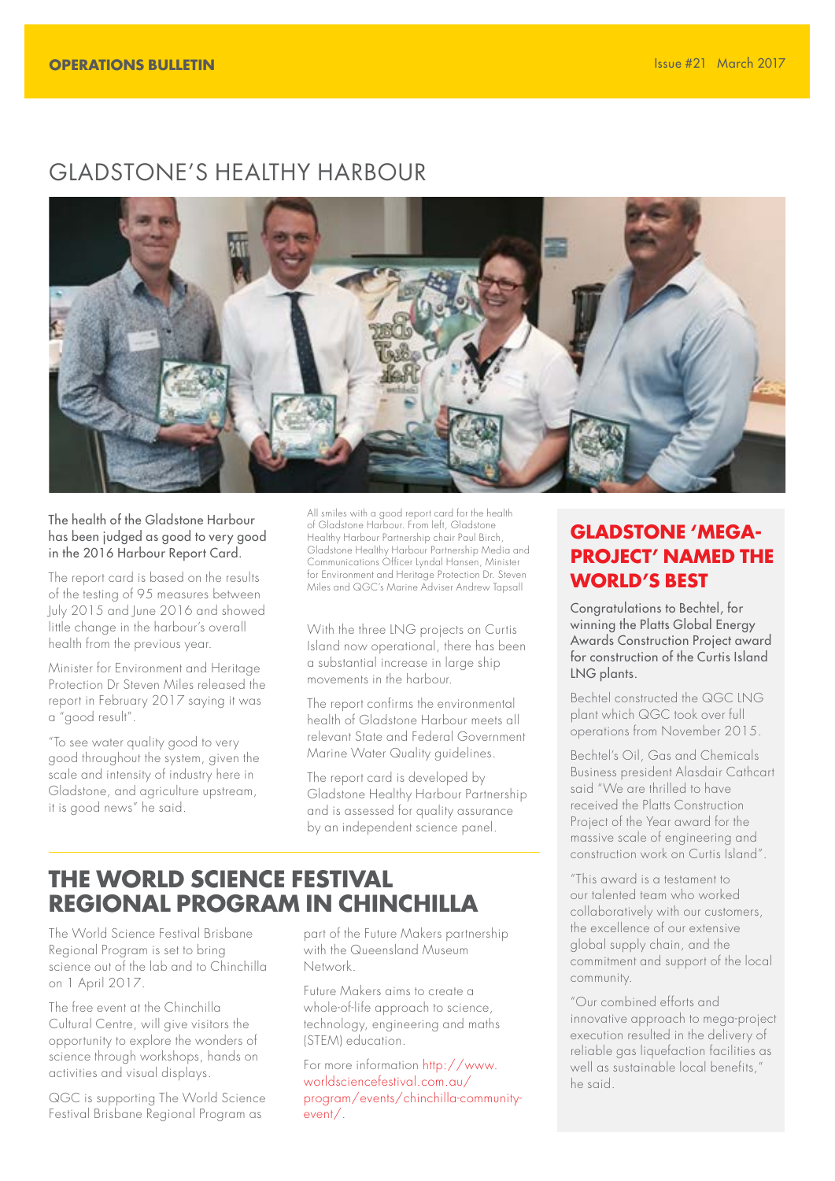# GLADSTONE'S HEALTHY HARBOUR

All smiles with a good report card for the health of Gladstone Harbour. From left, Gladstone Healthy Harbour Partnership chair Paul Birch, Gladstone Healthy Harbour Partnership Media and Communications Officer Lyndal Hansen, Minister for Environment and Heritage Protection Dr. Steven Miles and QGC's Marine Adviser Andrew Tapsall

The health of the Gladstone Harbour has been judged as good to very good in the 2016 Harbour Report Card.

The report card is based on the results of the testing of 95 measures between July 2015 and June 2016 and showed little change in the harbour's overall health from the previous year.

Minister for Environment and Heritage Protection Dr Steven Miles released the report in February 2017 saying it was a "good result".

"To see water quality good to very good throughout the system, given the scale and intensity of industry here in Gladstone, and agriculture upstream, it is good news" he said.

With the three LNG projects on Curtis Island now operational, there has been a substantial increase in large ship movements in the harbour.

The report confirms the environmental health of Gladstone Harbour meets all relevant State and Federal Government Marine Water Quality guidelines.

The report card is developed by Gladstone Healthy Harbour Partnership and is assessed for quality assurance by an independent science panel.

## THE WORLD SCIENCE FESTIVAL REGIONAL PROGRAM IN CHINCHILLA

The World Science Festival Brisbane Regional Program is set to bring science out of the lab and to Chinchilla on 1 April 2017.

The free event at the Chinchilla Cultural Centre, will give visitors the opportunity to explore the wonders of science through workshops, hands on activities and visual displays.

QGC is supporting The World Science Festival Brisbane Regional Program as part of the Future Makers partnership with the Queensland Museum Network.

Future Makers aims to create a whole-of-life approach to science, technology, engineering and maths (STEM) education.

For more information http://www.worldsciencefestival.com.au/program/events/chinchilla-community-event/.

## GLADSTONE 'MEGA-PROJECT' NAMED THE WORLD'S BEST

Congratulations to Bechtel, for winning the Platts Global Energy Awards Construction Project award for construction of the Curtis Island LNG plants.

Bechtel constructed the QGC LNG plant which QGC took over full operations from November 2015.

Bechtel's Oil, Gas and Chemicals Business president Alasdair Cathcart said "We are thrilled to have received the Platts Construction Project of the Year award for the massive scale of engineering and construction work on Curtis Island".

"This award is a testament to our talented team who worked collaboratively with our customers, the excellence of our extensive global supply chain, and the commitment and support of the local community.

"Our combined efforts and innovative approach to mega-project execution resulted in the delivery of reliable gas liquefaction facilities as well as sustainable local benefits," he said.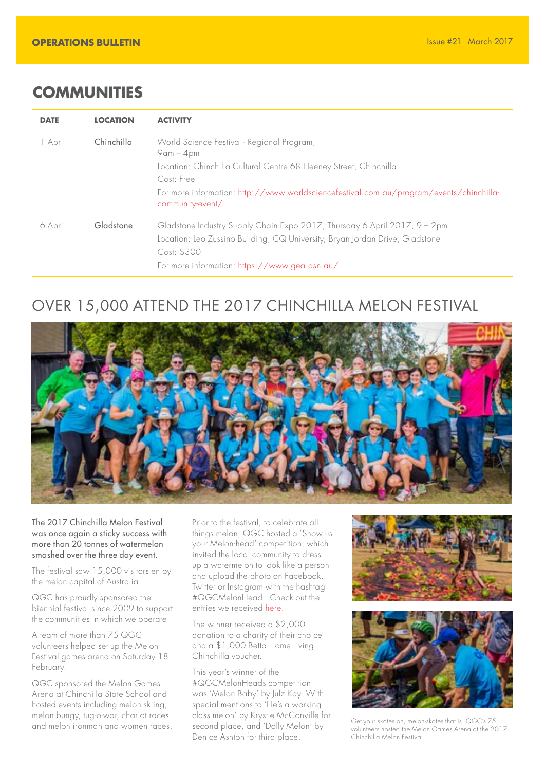## COMMUNITIES

| DATE | LOCATION | ACTIVITY |
|---|---|---|
| 1 April | Chinchilla | World Science Festival - Regional Program, 9am – 4pm<br>Location: Chinchilla Cultural Centre 68 Heeney Street, Chinchilla.<br>Cost: Free<br>For more information: http://www.worldsciencefestival.com.au/program/events/chinchilla-community-event/ |
| 6 April | Gladstone | Gladstone Industry Supply Chain Expo 2017, Thursday 6 April 2017, 9 – 2pm.<br>Location: Leo Zussino Building, CQ University, Bryan Jordan Drive, Gladstone<br>Cost: $300<br>For more information: https://www.gea.asn.au/ |

## OVER 15,000 ATTEND THE 2017 CHINCHILLA MELON FESTIVAL

The 2017 Chinchilla Melon Festival was once again a sticky success with more than 20 tonnes of watermelon smashed over the three day event.

The festival saw 15,000 visitors enjoy the melon capital of Australia.

QGC has proudly sponsored the biennial festival since 2009 to support the communities in which we operate.

A team of more than 75 QGC volunteers helped set up the Melon Festival games arena on Saturday 18 February.

QGC sponsored the Melon Games Arena at Chinchilla State School and hosted events including melon skiing, melon bungy, tug-o-war, chariot races and melon ironman and women races.

Prior to the festival, to celebrate all things melon, QGC hosted a 'Show us your Melon-head' competition, which invited the local community to dress up a watermelon to look like a person and upload the photo on Facebook, Twitter or Instagram with the hashtag #QGCMelonHead. Check out the entries we received here.

The winner received a $2,000 donation to a charity of their choice and a $1,000 Betta Home Living Chinchilla voucher.

This year's winner of the #QGCMelonHeads competition was 'Melon Baby' by Julz Kay. With special mentions to 'He's a working class melon' by Krystle McConville for second place, and 'Dolly Melon' by Denice Ashton for third place.

Get your skates on, melon-skates that is. QGC's 75 volunteers hosted the Melon Games Arena at the 2017 Chinchilla Melon Festival.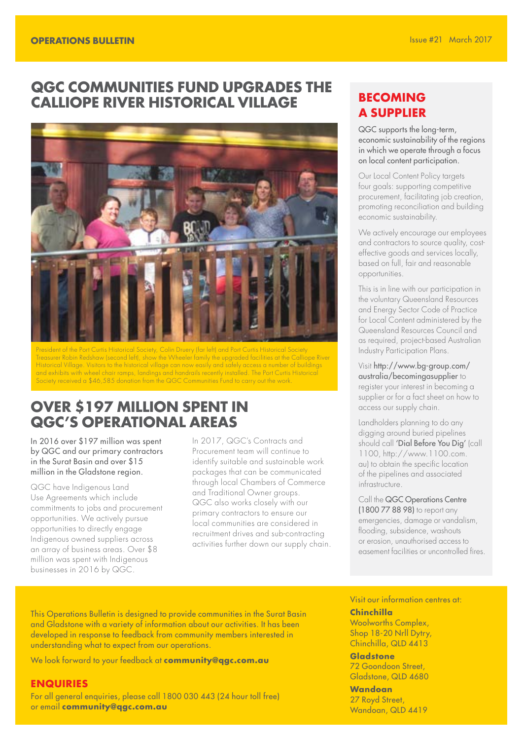# QGC COMMUNITIES FUND UPGRADES THE CALLIOPE RIVER HISTORICAL VILLAGE

President of the Port Curtis Historical Society, Colin Druery (far left) and Port Curtis Historical Society Treasurer Robin Redshaw (second left), show the Wheeler family the upgraded facilities at the Calliope River Historical Village. Visitors to the historical village can now easily and safely access a number of buildings and exhibits with wheel chair ramps, landings and handrails recently installed. The Port Curtis Historical Society received a $46,585 donation from the QGC Communities Fund to carry out the work.

# OVER $197 MILLION SPENT IN QGC'S OPERATIONAL AREAS

In 2016 over $197 million was spent by QGC and our primary contractors in the Surat Basin and over $15 million in the Gladstone region.

QGC have Indigenous Land Use Agreements which include commitments to jobs and procurement opportunities. We actively pursue opportunities to directly engage Indigenous owned suppliers across an array of business areas. Over $8 million was spent with Indigenous businesses in 2016 by QGC.

In 2017, QGC's Contracts and Procurement team will continue to identify suitable and sustainable work packages that can be communicated through local Chambers of Commerce and Traditional Owner groups. QGC also works closely with our primary contractors to ensure our local communities are considered in recruitment drives and sub-contracting activities further down our supply chain.

## BECOMING A SUPPLIER

QGC supports the long-term, economic sustainability of the regions in which we operate through a focus on local content participation.

Our Local Content Policy targets four goals: supporting competitive procurement, facilitating job creation, promoting reconciliation and building economic sustainability.

We actively encourage our employees and contractors to source quality, cost-effective goods and services locally, based on full, fair and reasonable opportunities.

This is in line with our participation in the voluntary Queensland Resources and Energy Sector Code of Practice for Local Content administered by the Queensland Resources Council and as required, project-based Australian Industry Participation Plans.

Visit http://www.bg-group.com/australia/becomingasupplier to register your interest in becoming a supplier or for a fact sheet on how to access our supply chain.

Landholders planning to do any digging around buried pipelines should call 'Dial Before You Dig' (call 1100, http://www.1100.com.au) to obtain the specific location of the pipelines and associated infrastructure.

Call the QGC Operations Centre (1800 77 88 98) to report any emergencies, damage or vandalism, flooding, subsidence, washouts or erosion, unauthorised access to easement facilities or uncontrolled fires.

---

This Operations Bulletin is designed to provide communities in the Surat Basin and Gladstone with a variety of information about our activities. It has been developed in response to feedback from community members interested in understanding what to expect from our operations.

We look forward to your feedback at **community@qgc.com.au**

## ENQUIRIES

For all general enquiries, please call 1800 030 443 (24 hour toll free) or email **community@qgc.com.au**

Visit our information centres at:

**Chinchilla**
Woolworths Complex,
Shop 18-20 Nrll Dytry,
Chinchilla, QLD 4413

**Gladstone**
72 Goondoon Street,
Gladstone, QLD 4680

**Wandoan**
27 Royd Street,
Wandoan, QLD 4419